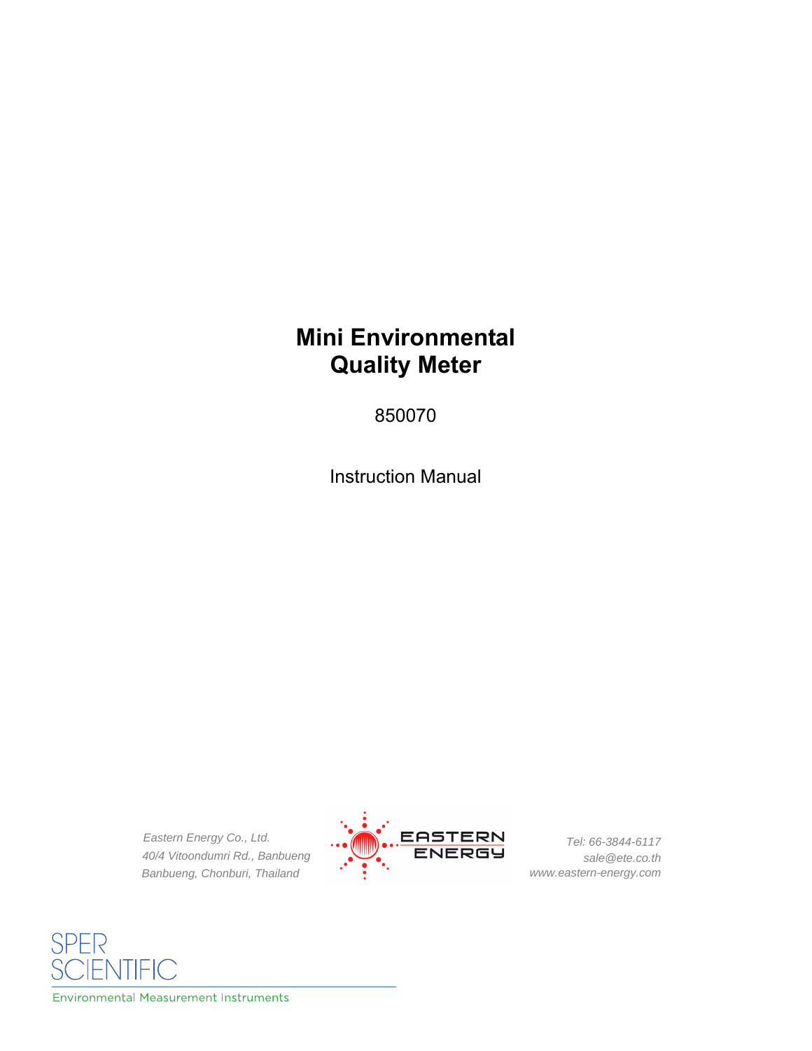# Mini Environmental Quality Meter

850070

Instruction Manual

*Eastern Energy Co., Ltd.*
*40/4 Vitoondumri Rd., Banbueng*
*Banbueng, Chonburi, Thailand*

EASTERN ENERGY

*Tel: 66-3844-6117*
*sale@ete.co.th*
*www.eastern-energy.com*

SPER SCIENTIFIC

Environmental Measurement Instruments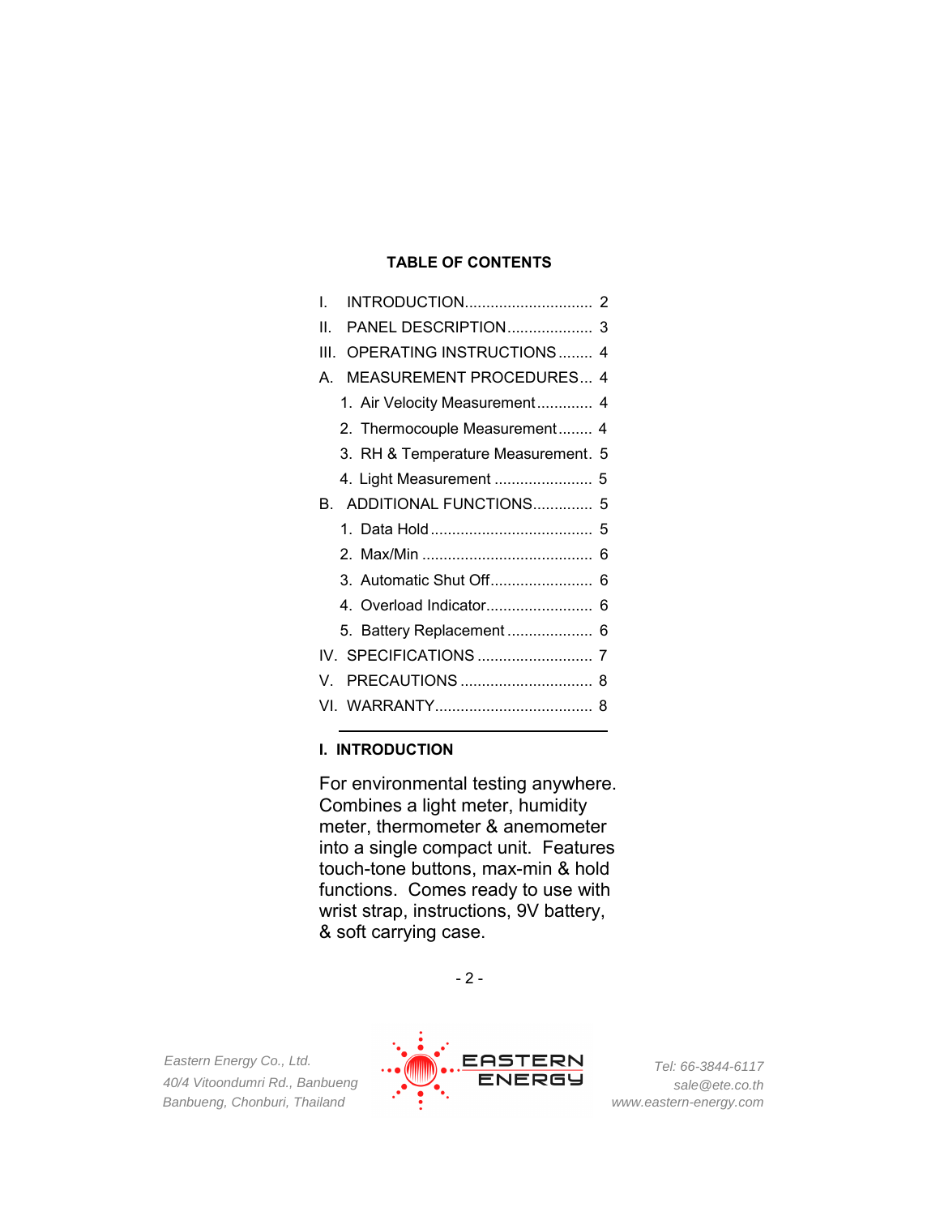**TABLE OF CONTENTS**

| | | |
|---|---|---|
| I. | INTRODUCTION | 2 |
| II. | PANEL DESCRIPTION | 3 |
| III. | OPERATING INSTRUCTIONS | 4 |
| A. | MEASUREMENT PROCEDURES | 4 |
| | 1. Air Velocity Measurement | 4 |
| | 2. Thermocouple Measurement | 4 |
| | 3. RH & Temperature Measurement | 5 |
| | 4. Light Measurement | 5 |
| B. | ADDITIONAL FUNCTIONS | 5 |
| | 1. Data Hold | 5 |
| | 2. Max/Min | 6 |
| | 3. Automatic Shut Off | 6 |
| | 4. Overload Indicator | 6 |
| | 5. Battery Replacement | 6 |
| IV. | SPECIFICATIONS | 7 |
| V. | PRECAUTIONS | 8 |
| VI. | WARRANTY | 8 |

## I. INTRODUCTION

For environmental testing anywhere. Combines a light meter, humidity meter, thermometer & anemometer into a single compact unit. Features touch-tone buttons, max-min & hold functions. Comes ready to use with wrist strap, instructions, 9V battery, & soft carrying case.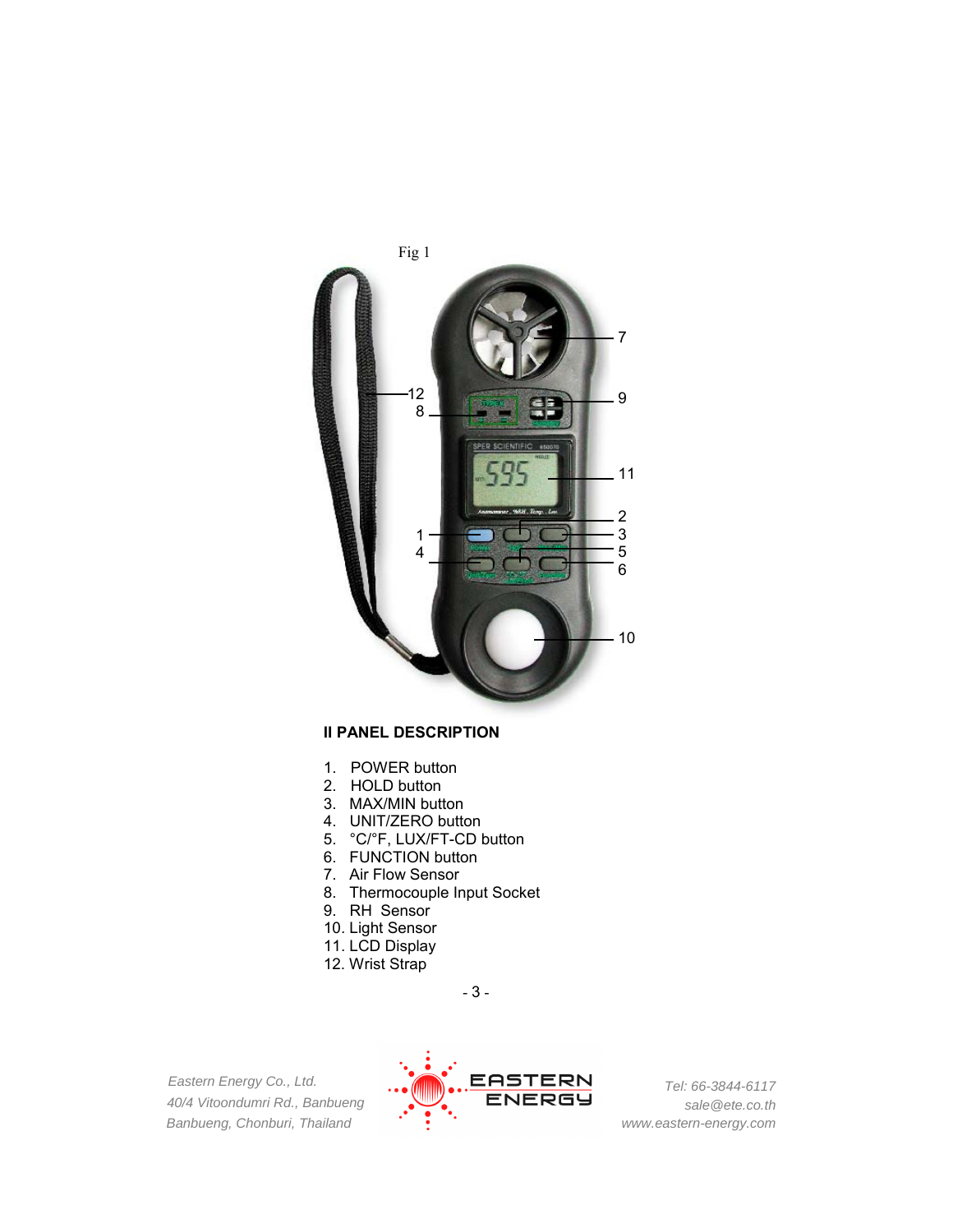Fig 1

## II PANEL DESCRIPTION

1. POWER button
2. HOLD button
3. MAX/MIN button
4. UNIT/ZERO button
5. °C/°F, LUX/FT-CD button
6. FUNCTION button
7. Air Flow Sensor
8. Thermocouple Input Socket
9. RH Sensor
10. Light Sensor
11. LCD Display
12. Wrist Strap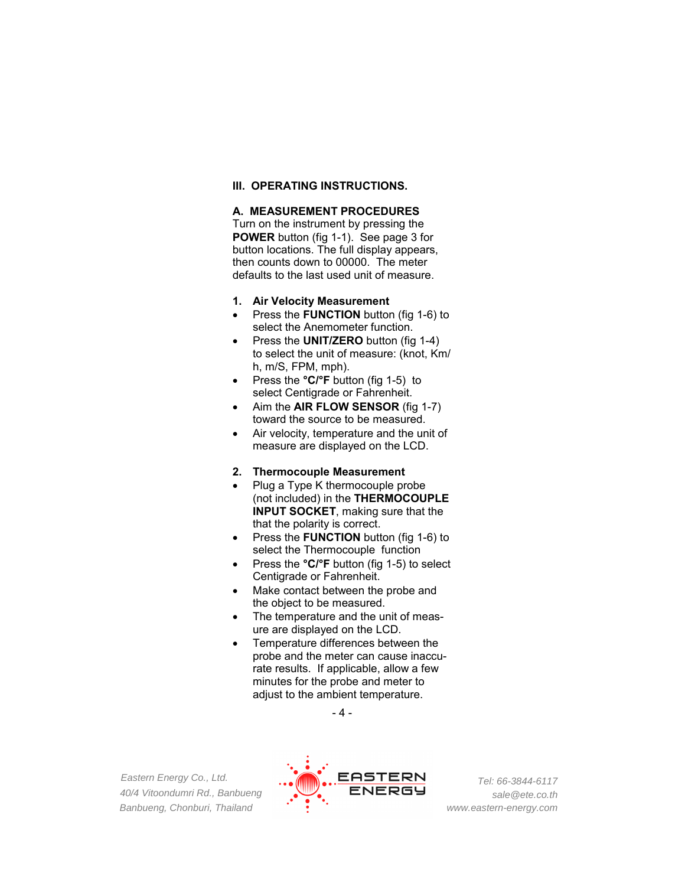## III. OPERATING INSTRUCTIONS.

### A. MEASUREMENT PROCEDURES

Turn on the instrument by pressing the **POWER** button (fig 1-1). See page 3 for button locations. The full display appears, then counts down to 00000. The meter defaults to the last used unit of measure.

#### 1. Air Velocity Measurement

- Press the **FUNCTION** button (fig 1-6) to select the Anemometer function.
- Press the **UNIT/ZERO** button (fig 1-4) to select the unit of measure: (knot, Km/h, m/S, FPM, mph).
- Press the **°C/°F** button (fig 1-5) to select Centigrade or Fahrenheit.
- Aim the **AIR FLOW SENSOR** (fig 1-7) toward the source to be measured.
- Air velocity, temperature and the unit of measure are displayed on the LCD.

#### 2. Thermocouple Measurement

- Plug a Type K thermocouple probe (not included) in the **THERMOCOUPLE INPUT SOCKET**, making sure that the that the polarity is correct.
- Press the **FUNCTION** button (fig 1-6) to select the Thermocouple function
- Press the **°C/°F** button (fig 1-5) to select Centigrade or Fahrenheit.
- Make contact between the probe and the object to be measured.
- The temperature and the unit of measure are displayed on the LCD.
- Temperature differences between the probe and the meter can cause inaccurate results. If applicable, allow a few minutes for the probe and meter to adjust to the ambient temperature.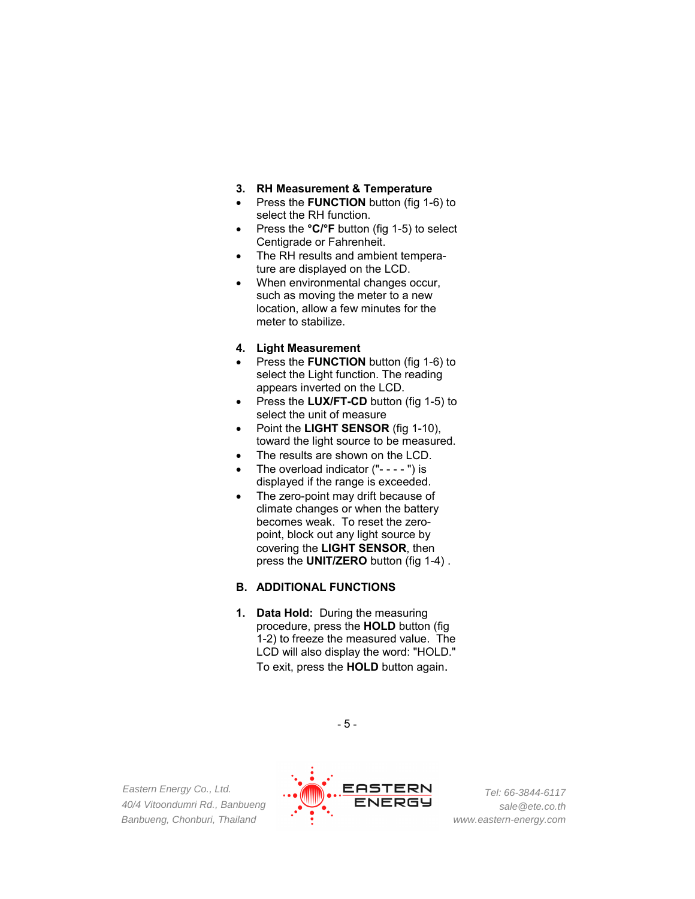### 3. RH Measurement & Temperature

- Press the **FUNCTION** button (fig 1-6) to select the RH function.
- Press the **°C/°F** button (fig 1-5) to select Centigrade or Fahrenheit.
- The RH results and ambient temperature are displayed on the LCD.
- When environmental changes occur, such as moving the meter to a new location, allow a few minutes for the meter to stabilize.

### 4. Light Measurement

- Press the **FUNCTION** button (fig 1-6) to select the Light function. The reading appears inverted on the LCD.
- Press the **LUX/FT-CD** button (fig 1-5) to select the unit of measure
- Point the **LIGHT SENSOR** (fig 1-10), toward the light source to be measured.
- The results are shown on the LCD.
- The overload indicator ("- - - - ") is displayed if the range is exceeded.
- The zero-point may drift because of climate changes or when the battery becomes weak. To reset the zero-point, block out any light source by covering the **LIGHT SENSOR**, then press the **UNIT/ZERO** button (fig 1-4) .

## B. ADDITIONAL FUNCTIONS

1. **Data Hold:** During the measuring procedure, press the **HOLD** button (fig 1-2) to freeze the measured value. The LCD will also display the word: "HOLD." To exit, press the **HOLD** button again.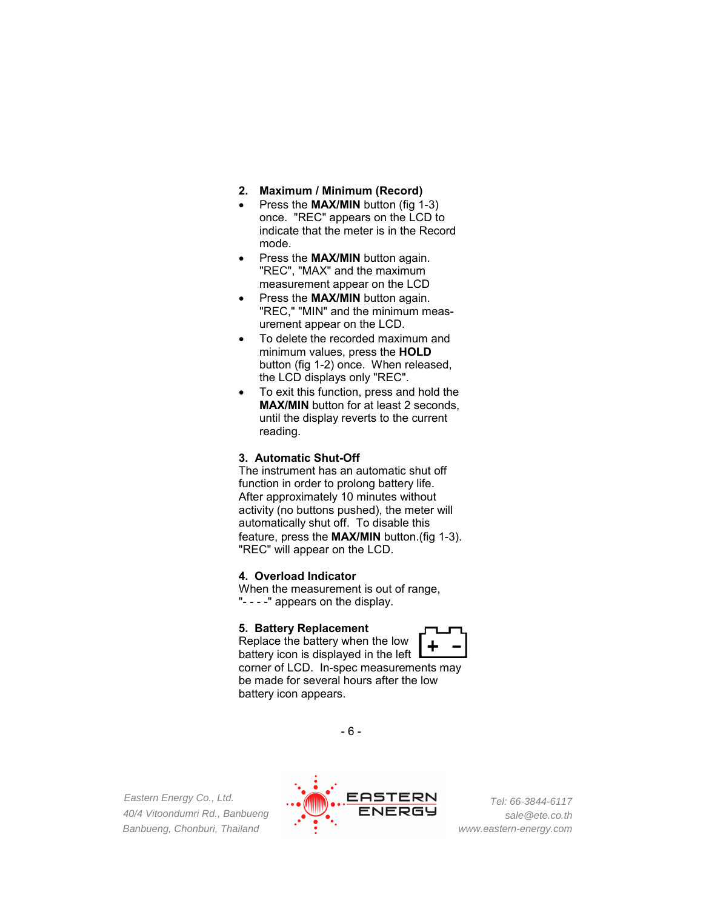### 2. Maximum / Minimum (Record)

- Press the **MAX/MIN** button (fig 1-3) once. "REC" appears on the LCD to indicate that the meter is in the Record mode.
- Press the **MAX/MIN** button again. "REC", "MAX" and the maximum measurement appear on the LCD
- Press the **MAX/MIN** button again. "REC," "MIN" and the minimum measurement appear on the LCD.
- To delete the recorded maximum and minimum values, press the **HOLD** button (fig 1-2) once. When released, the LCD displays only "REC".
- To exit this function, press and hold the **MAX/MIN** button for at least 2 seconds, until the display reverts to the current reading.

### 3. Automatic Shut-Off

The instrument has an automatic shut off function in order to prolong battery life. After approximately 10 minutes without activity (no buttons pushed), the meter will automatically shut off. To disable this feature, press the **MAX/MIN** button.(fig 1-3). "REC" will appear on the LCD.

### 4. Overload Indicator

When the measurement is out of range, "- - - -" appears on the display.

### 5. Battery Replacement

Replace the battery when the low battery icon is displayed in the left corner of LCD. In-spec measurements may be made for several hours after the low battery icon appears.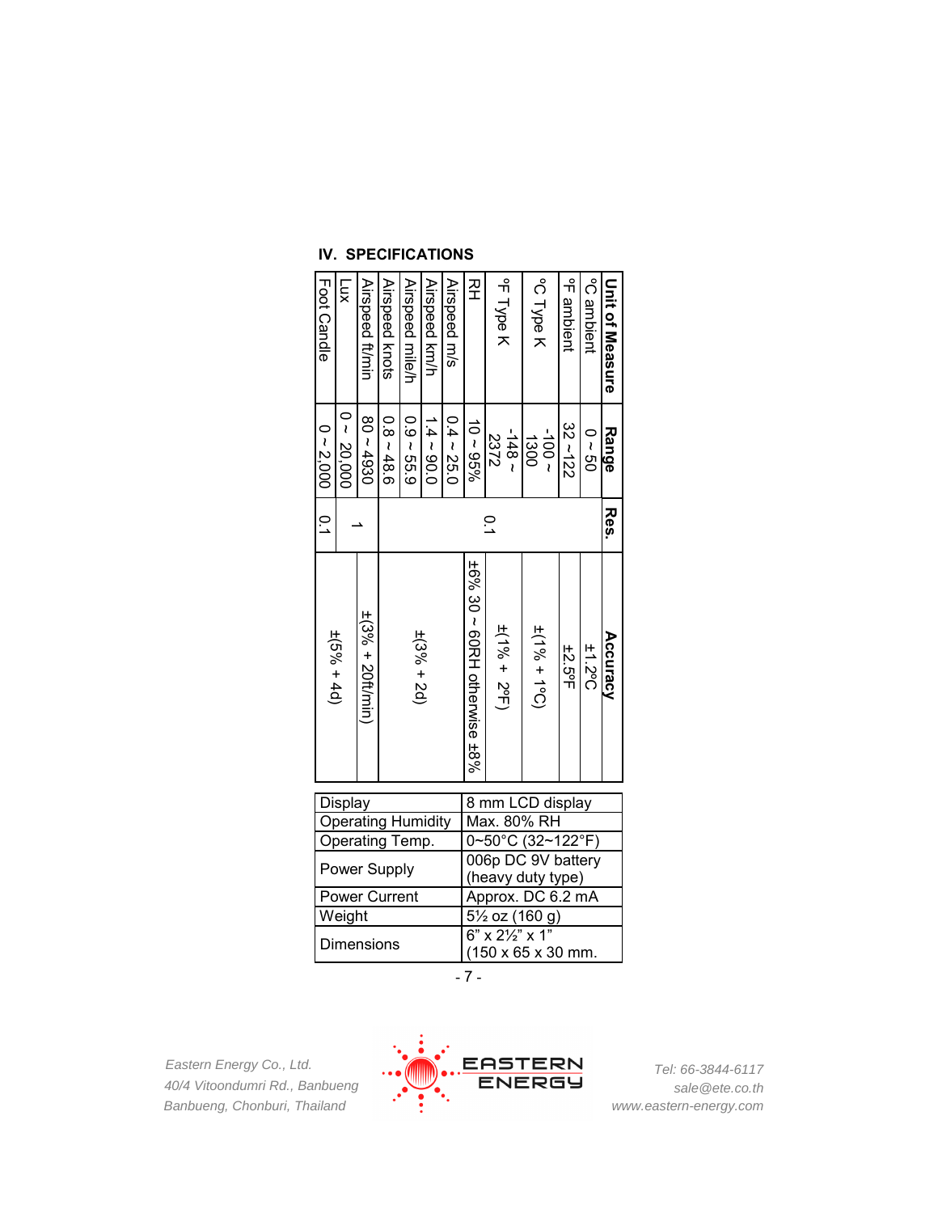## IV. SPECIFICATIONS

| Unit of Measure | Range | Res. | Accuracy |
|---|---|---|---|
| °C ambient | 0 ~ 50 | 0.1 | ±1.2°C |
| °F ambient | 32 ~122 | 0.1 | ±2.5°F |
| °C Type K | -100 ~ 1300 | 0.1 | ±(1% + 1°C) |
| °F Type K | -148 ~ 2372 | 0.1 | ±(1% + 2°F) |
| RH | 10 ~ 95% | 0.1 | ±6% 30 ~ 60RH otherwise ±8% |
| Airspeed m/s | 0.4 ~ 25.0 | 0.1 | ±(3% + 2d) |
| Airspeed km/h | 1.4 ~ 90.0 | 0.1 | ±(3% + 2d) |
| Airspeed mile/h | 0.9 ~ 55.9 | 0.1 | ±(3% + 2d) |
| Airspeed knots | 0.8 ~ 48.6 | 0.1 | ±(3% + 2d) |
| Airspeed ft/min | 80 ~ 4930 | 1 | ±(3% + 20ft/min) |
| Lux | 0 ~ 20,000 | 1 | ±(5% + 4d) |
| Foot Candle | 0 ~ 2,000 | 0.1 | ±(5% + 4d) |

| | |
|---|---|
| Display | 8 mm LCD display |
| Operating Humidity | Max. 80% RH |
| Operating Temp. | 0~50°C (32~122°F) |
| Power Supply | 006p DC 9V battery (heavy duty type) |
| Power Current | Approx. DC 6.2 mA |
| Weight | 5½ oz (160 g) |
| Dimensions | 6" x 2½" x 1" (150 x 65 x 30 mm. |

*Eastern Energy Co., Ltd.*
*40/4 Vitoondumri Rd., Banbueng*
*Banbueng, Chonburi, Thailand*

EASTERN ENERGY

*Tel: 66-3844-6117*
*sale@ete.co.th*
*www.eastern-energy.com*